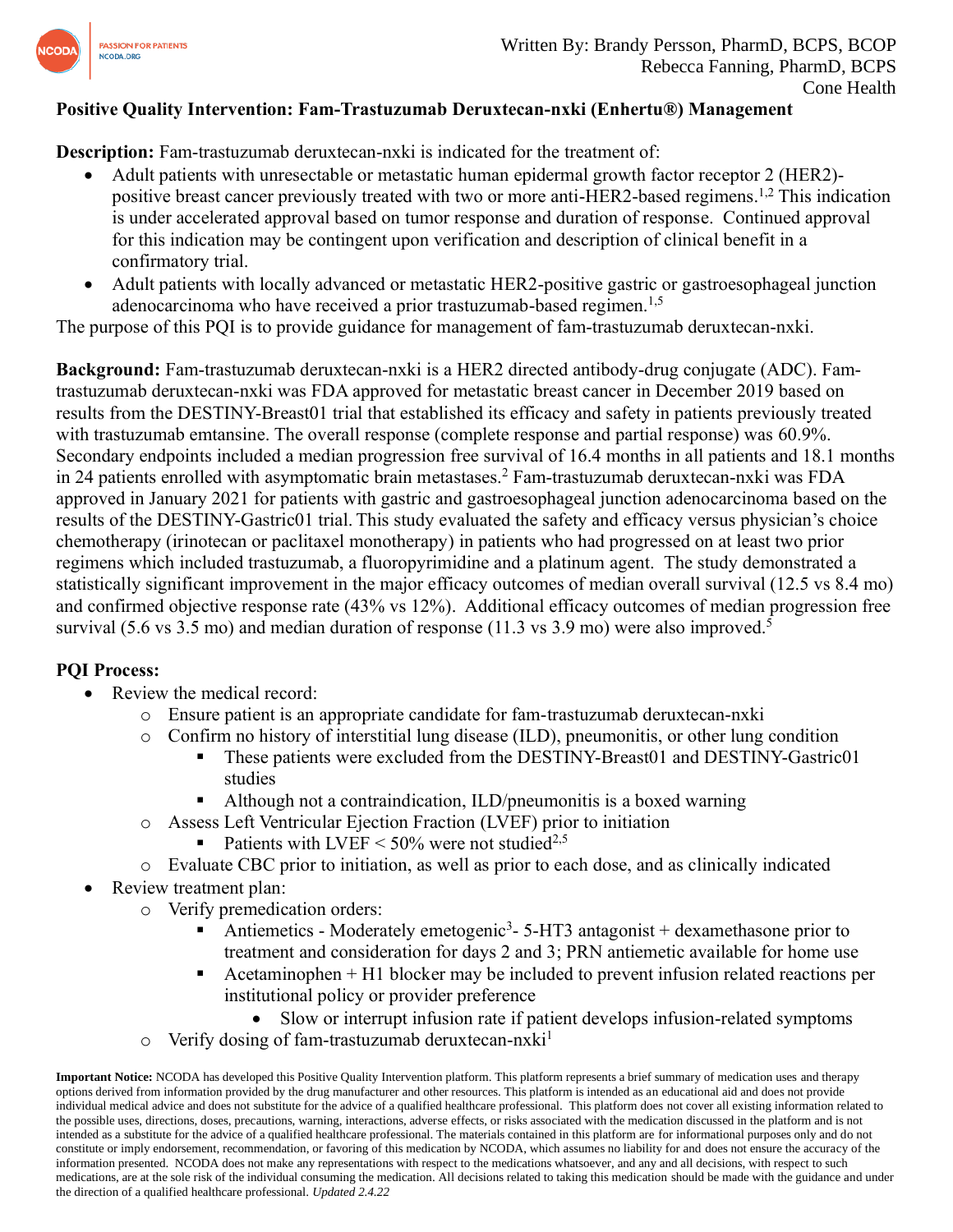Written By: Brandy Persson, PharmD, BCPS, BCOP
Rebecca Fanning, PharmD, BCPS
Cone Health

**Positive Quality Intervention: Fam-Trastuzumab Deruxtecan-nxki (Enhertu®) Management**

**Description:** Fam-trastuzumab deruxtecan-nxki is indicated for the treatment of:

- Adult patients with unresectable or metastatic human epidermal growth factor receptor 2 (HER2)-positive breast cancer previously treated with two or more anti-HER2-based regimens.[1,2] This indication is under accelerated approval based on tumor response and duration of response. Continued approval for this indication may be contingent upon verification and description of clinical benefit in a confirmatory trial.
- Adult patients with locally advanced or metastatic HER2-positive gastric or gastroesophageal junction adenocarcinoma who have received a prior trastuzumab-based regimen.[1,5]

The purpose of this PQI is to provide guidance for management of fam-trastuzumab deruxtecan-nxki.

**Background:** Fam-trastuzumab deruxtecan-nxki is a HER2 directed antibody-drug conjugate (ADC). Fam-trastuzumab deruxtecan-nxki was FDA approved for metastatic breast cancer in December 2019 based on results from the DESTINY-Breast01 trial that established its efficacy and safety in patients previously treated with trastuzumab emtansine. The overall response (complete response and partial response) was 60.9%. Secondary endpoints included a median progression free survival of 16.4 months in all patients and 18.1 months in 24 patients enrolled with asymptomatic brain metastases.[2] Fam-trastuzumab deruxtecan-nxki was FDA approved in January 2021 for patients with gastric and gastroesophageal junction adenocarcinoma based on the results of the DESTINY-Gastric01 trial. This study evaluated the safety and efficacy versus physician's choice chemotherapy (irinotecan or paclitaxel monotherapy) in patients who had progressed on at least two prior regimens which included trastuzumab, a fluoropyrimidine and a platinum agent. The study demonstrated a statistically significant improvement in the major efficacy outcomes of median overall survival (12.5 vs 8.4 mo) and confirmed objective response rate (43% vs 12%). Additional efficacy outcomes of median progression free survival (5.6 vs 3.5 mo) and median duration of response (11.3 vs 3.9 mo) were also improved.[5]

**PQI Process:**

- Review the medical record:
  - Ensure patient is an appropriate candidate for fam-trastuzumab deruxtecan-nxki
  - Confirm no history of interstitial lung disease (ILD), pneumonitis, or other lung condition
    - These patients were excluded from the DESTINY-Breast01 and DESTINY-Gastric01 studies
    - Although not a contraindication, ILD/pneumonitis is a boxed warning
  - Assess Left Ventricular Ejection Fraction (LVEF) prior to initiation
    - Patients with LVEF < 50% were not studied[2,5]
  - Evaluate CBC prior to initiation, as well as prior to each dose, and as clinically indicated
- Review treatment plan:
  - Verify premedication orders:
    - Antiemetics - Moderately emetogenic[3]- 5-HT3 antagonist + dexamethasone prior to treatment and consideration for days 2 and 3; PRN antiemetic available for home use
    - Acetaminophen + H1 blocker may be included to prevent infusion related reactions per institutional policy or provider preference
      - Slow or interrupt infusion rate if patient develops infusion-related symptoms
  - Verify dosing of fam-trastuzumab deruxtecan-nxki[1]

**Important Notice:** NCODA has developed this Positive Quality Intervention platform. This platform represents a brief summary of medication uses and therapy options derived from information provided by the drug manufacturer and other resources. This platform is intended as an educational aid and does not provide individual medical advice and does not substitute for the advice of a qualified healthcare professional. This platform does not cover all existing information related to the possible uses, directions, doses, precautions, warning, interactions, adverse effects, or risks associated with the medication discussed in the platform and is not intended as a substitute for the advice of a qualified healthcare professional. The materials contained in this platform are for informational purposes only and do not constitute or imply endorsement, recommendation, or favoring of this medication by NCODA, which assumes no liability for and does not ensure the accuracy of the information presented. NCODA does not make any representations with respect to the medications whatsoever, and any and all decisions, with respect to such medications, are at the sole risk of the individual consuming the medication. All decisions related to taking this medication should be made with the guidance and under the direction of a qualified healthcare professional. *Updated 2.4.22*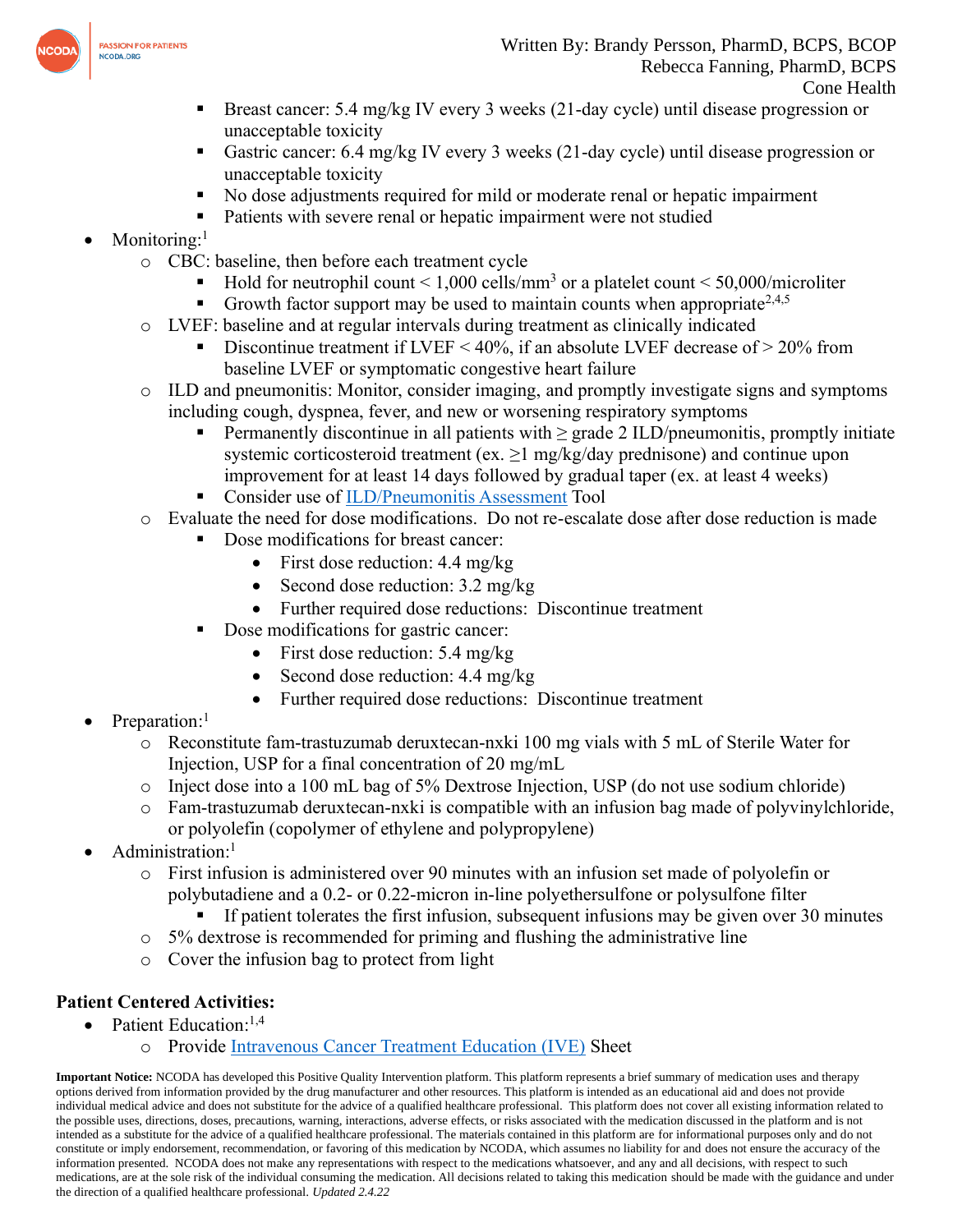- Breast cancer: 5.4 mg/kg IV every 3 weeks (21-day cycle) until disease progression or unacceptable toxicity
    - Gastric cancer: 6.4 mg/kg IV every 3 weeks (21-day cycle) until disease progression or unacceptable toxicity
    - No dose adjustments required for mild or moderate renal or hepatic impairment
    - Patients with severe renal or hepatic impairment were not studied
- Monitoring:[1]
  - CBC: baseline, then before each treatment cycle
    - Hold for neutrophil count < 1,000 cells/mm$^3$ or a platelet count < 50,000/microliter
    - Growth factor support may be used to maintain counts when appropriate[2,4,5]
  - LVEF: baseline and at regular intervals during treatment as clinically indicated
    - Discontinue treatment if LVEF < 40%, if an absolute LVEF decrease of > 20% from baseline LVEF or symptomatic congestive heart failure
  - ILD and pneumonitis: Monitor, consider imaging, and promptly investigate signs and symptoms including cough, dyspnea, fever, and new or worsening respiratory symptoms
    - Permanently discontinue in all patients with ≥ grade 2 ILD/pneumonitis, promptly initiate systemic corticosteroid treatment (ex. ≥1 mg/kg/day prednisone) and continue upon improvement for at least 14 days followed by gradual taper (ex. at least 4 weeks)
    - Consider use of [ILD/Pneumonitis Assessment]() Tool
  - Evaluate the need for dose modifications. Do not re-escalate dose after dose reduction is made
    - Dose modifications for breast cancer:
      - First dose reduction: 4.4 mg/kg
      - Second dose reduction: 3.2 mg/kg
      - Further required dose reductions: Discontinue treatment
    - Dose modifications for gastric cancer:
      - First dose reduction: 5.4 mg/kg
      - Second dose reduction: 4.4 mg/kg
      - Further required dose reductions: Discontinue treatment
- Preparation:[1]
  - Reconstitute fam-trastuzumab deruxtecan-nxki 100 mg vials with 5 mL of Sterile Water for Injection, USP for a final concentration of 20 mg/mL
  - Inject dose into a 100 mL bag of 5% Dextrose Injection, USP (do not use sodium chloride)
  - Fam-trastuzumab deruxtecan-nxki is compatible with an infusion bag made of polyvinylchloride, or polyolefin (copolymer of ethylene and polypropylene)
- Administration:[1]
  - First infusion is administered over 90 minutes with an infusion set made of polyolefin or polybutadiene and a 0.2- or 0.22-micron in-line polyethersulfone or polysulfone filter
    - If patient tolerates the first infusion, subsequent infusions may be given over 30 minutes
  - 5% dextrose is recommended for priming and flushing the administrative line
  - Cover the infusion bag to protect from light

**Patient Centered Activities:**

- Patient Education:[1,4]
  - Provide [Intravenous Cancer Treatment Education (IVE)]() Sheet

**Important Notice:** NCODA has developed this Positive Quality Intervention platform. This platform represents a brief summary of medication uses and therapy options derived from information provided by the drug manufacturer and other resources. This platform is intended as an educational aid and does not provide individual medical advice and does not substitute for the advice of a qualified healthcare professional. This platform does not cover all existing information related to the possible uses, directions, doses, precautions, warning, interactions, adverse effects, or risks associated with the medication discussed in the platform and is not intended as a substitute for the advice of a qualified healthcare professional. The materials contained in this platform are for informational purposes only and do not constitute or imply endorsement, recommendation, or favoring of this medication by NCODA, which assumes no liability for and does not ensure the accuracy of the information presented. NCODA does not make any representations with respect to the medications whatsoever, and any and all decisions, with respect to such medications, are at the sole risk of the individual consuming the medication. All decisions related to taking this medication should be made with the guidance and under the direction of a qualified healthcare professional. *Updated 2.4.22*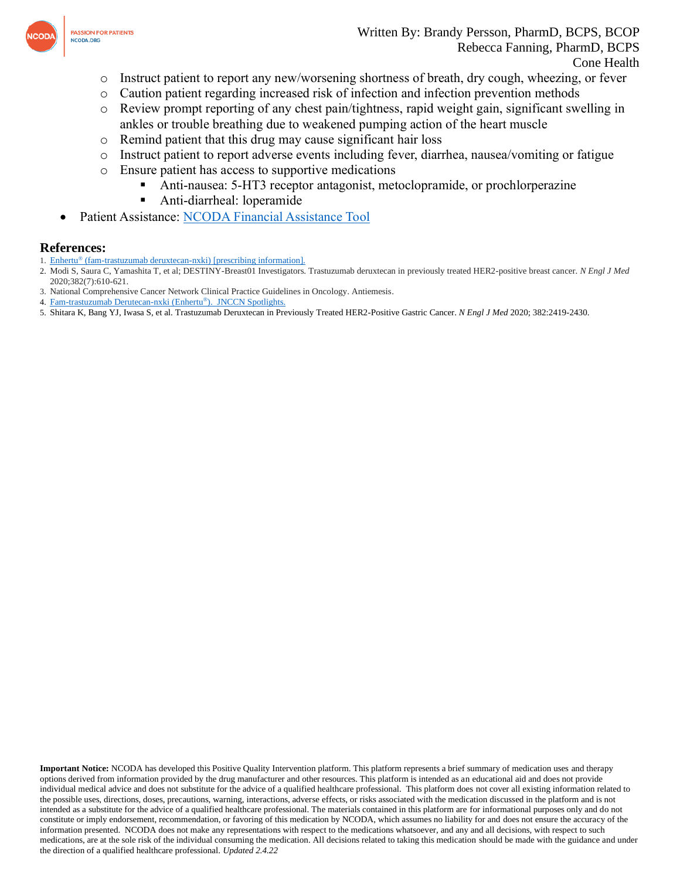- Instruct patient to report any new/worsening shortness of breath, dry cough, wheezing, or fever
  - Caution patient regarding increased risk of infection and infection prevention methods
  - Review prompt reporting of any chest pain/tightness, rapid weight gain, significant swelling in ankles or trouble breathing due to weakened pumping action of the heart muscle
  - Remind patient that this drug may cause significant hair loss
  - Instruct patient to report adverse events including fever, diarrhea, nausea/vomiting or fatigue
  - Ensure patient has access to supportive medications
    - Anti-nausea: 5-HT3 receptor antagonist, metoclopramide, or prochlorperazine
    - Anti-diarrheal: loperamide
- Patient Assistance: [NCODA Financial Assistance Tool]()

## References:

1. [Enhertu® (fam-trastuzumab deruxtecan-nxki) [prescribing information].]()
2. Modi S, Saura C, Yamashita T, et al; DESTINY-Breast01 Investigators. Trastuzumab deruxtecan in previously treated HER2-positive breast cancer. *N Engl J Med* 2020;382(7):610-621.
3. National Comprehensive Cancer Network Clinical Practice Guidelines in Oncology. Antiemesis.
4. [Fam-trastuzumab Derutecan-nxki (Enhertu®). JNCCN Spotlights.]()
5. Shitara K, Bang YJ, Iwasa S, et al. Trastuzumab Deruxtecan in Previously Treated HER2-Positive Gastric Cancer. *N Engl J Med* 2020; 382:2419-2430.

**Important Notice:** NCODA has developed this Positive Quality Intervention platform. This platform represents a brief summary of medication uses and therapy options derived from information provided by the drug manufacturer and other resources. This platform is intended as an educational aid and does not provide individual medical advice and does not substitute for the advice of a qualified healthcare professional. This platform does not cover all existing information related to the possible uses, directions, doses, precautions, warning, interactions, adverse effects, or risks associated with the medication discussed in the platform and is not intended as a substitute for the advice of a qualified healthcare professional. The materials contained in this platform are for informational purposes only and do not constitute or imply endorsement, recommendation, or favoring of this medication by NCODA, which assumes no liability for and does not ensure the accuracy of the information presented. NCODA does not make any representations with respect to the medications whatsoever, and any and all decisions, with respect to such medications, are at the sole risk of the individual consuming the medication. All decisions related to taking this medication should be made with the guidance and under the direction of a qualified healthcare professional. *Updated 2.4.22*